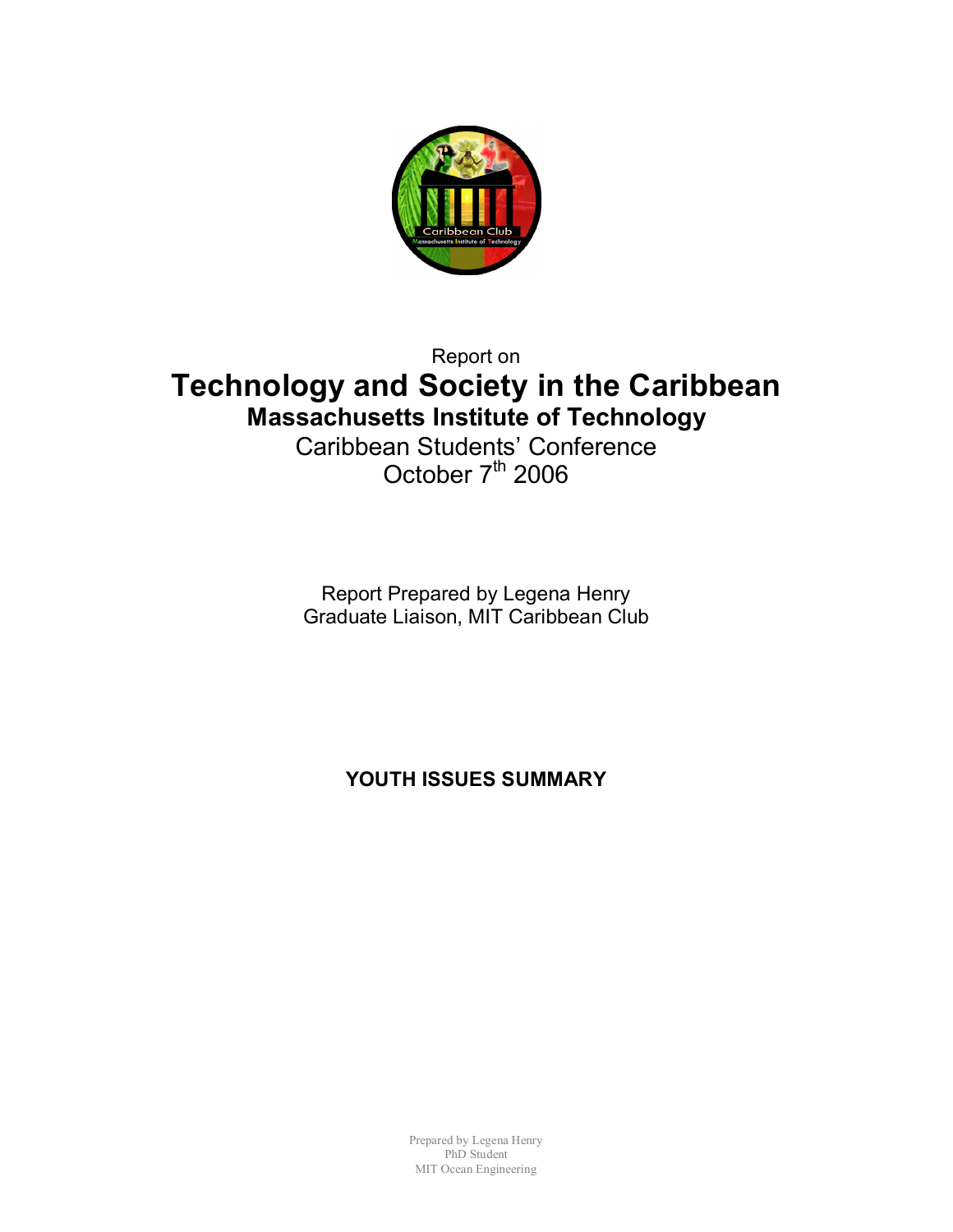Report on

# Technology and Society in the Caribbean

## Massachusetts Institute of Technology

Caribbean Students' Conference

October 7th 2006

Report Prepared by Legena Henry

Graduate Liaison, MIT Caribbean Club

**YOUTH ISSUES SUMMARY**

Prepared by Legena Henry
PhD Student
MIT Ocean Engineering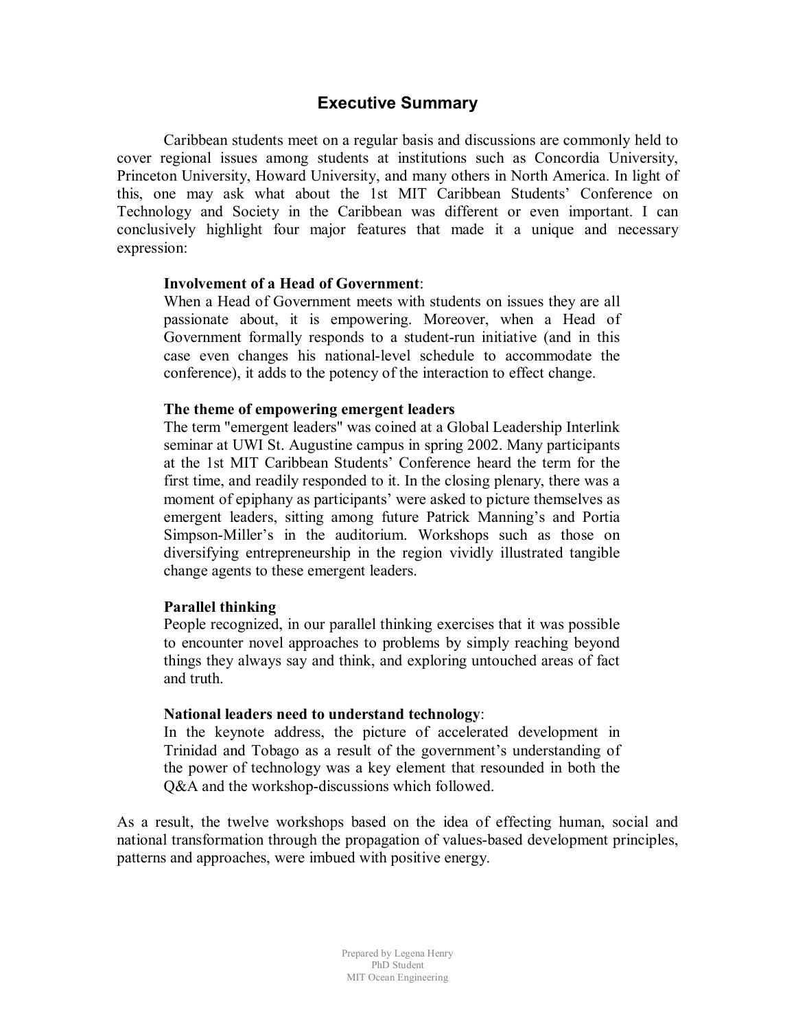## Executive Summary

Caribbean students meet on a regular basis and discussions are commonly held to cover regional issues among students at institutions such as Concordia University, Princeton University, Howard University, and many others in North America. In light of this, one may ask what about the 1st MIT Caribbean Students' Conference on Technology and Society in the Caribbean was different or even important. I can conclusively highlight four major features that made it a unique and necessary expression:

**Involvement of a Head of Government**:
When a Head of Government meets with students on issues they are all passionate about, it is empowering. Moreover, when a Head of Government formally responds to a student-run initiative (and in this case even changes his national-level schedule to accommodate the conference), it adds to the potency of the interaction to effect change.

**The theme of empowering emergent leaders**
The term "emergent leaders" was coined at a Global Leadership Interlink seminar at UWI St. Augustine campus in spring 2002. Many participants at the 1st MIT Caribbean Students' Conference heard the term for the first time, and readily responded to it. In the closing plenary, there was a moment of epiphany as participants' were asked to picture themselves as emergent leaders, sitting among future Patrick Manning's and Portia Simpson-Miller's in the auditorium. Workshops such as those on diversifying entrepreneurship in the region vividly illustrated tangible change agents to these emergent leaders.

**Parallel thinking**
People recognized, in our parallel thinking exercises that it was possible to encounter novel approaches to problems by simply reaching beyond things they always say and think, and exploring untouched areas of fact and truth.

**National leaders need to understand technology**:
In the keynote address, the picture of accelerated development in Trinidad and Tobago as a result of the government's understanding of the power of technology was a key element that resounded in both the Q&A and the workshop-discussions which followed.

As a result, the twelve workshops based on the idea of effecting human, social and national transformation through the propagation of values-based development principles, patterns and approaches, were imbued with positive energy.

Prepared by Legena Henry
PhD Student
MIT Ocean Engineering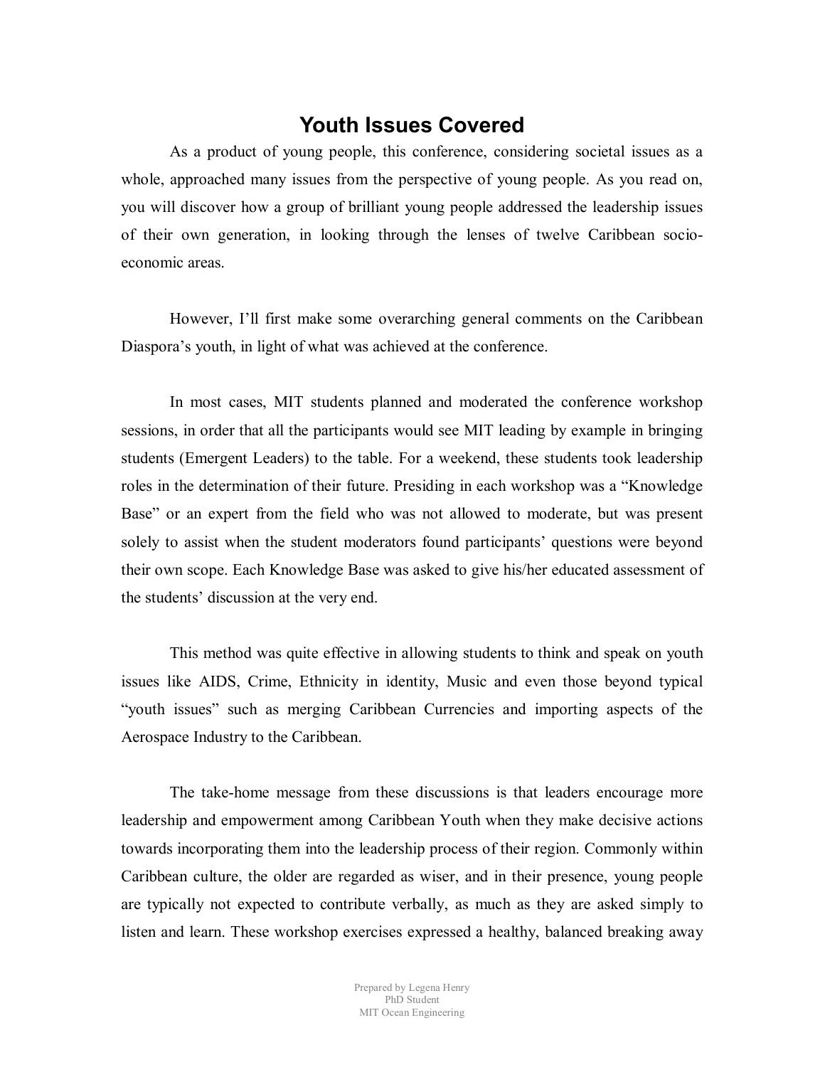# Youth Issues Covered

As a product of young people, this conference, considering societal issues as a whole, approached many issues from the perspective of young people. As you read on, you will discover how a group of brilliant young people addressed the leadership issues of their own generation, in looking through the lenses of twelve Caribbean socio-economic areas.

However, I'll first make some overarching general comments on the Caribbean Diaspora's youth, in light of what was achieved at the conference.

In most cases, MIT students planned and moderated the conference workshop sessions, in order that all the participants would see MIT leading by example in bringing students (Emergent Leaders) to the table. For a weekend, these students took leadership roles in the determination of their future. Presiding in each workshop was a "Knowledge Base" or an expert from the field who was not allowed to moderate, but was present solely to assist when the student moderators found participants' questions were beyond their own scope. Each Knowledge Base was asked to give his/her educated assessment of the students' discussion at the very end.

This method was quite effective in allowing students to think and speak on youth issues like AIDS, Crime, Ethnicity in identity, Music and even those beyond typical "youth issues" such as merging Caribbean Currencies and importing aspects of the Aerospace Industry to the Caribbean.

The take-home message from these discussions is that leaders encourage more leadership and empowerment among Caribbean Youth when they make decisive actions towards incorporating them into the leadership process of their region. Commonly within Caribbean culture, the older are regarded as wiser, and in their presence, young people are typically not expected to contribute verbally, as much as they are asked simply to listen and learn. These workshop exercises expressed a healthy, balanced breaking away

Prepared by Legena Henry
PhD Student
MIT Ocean Engineering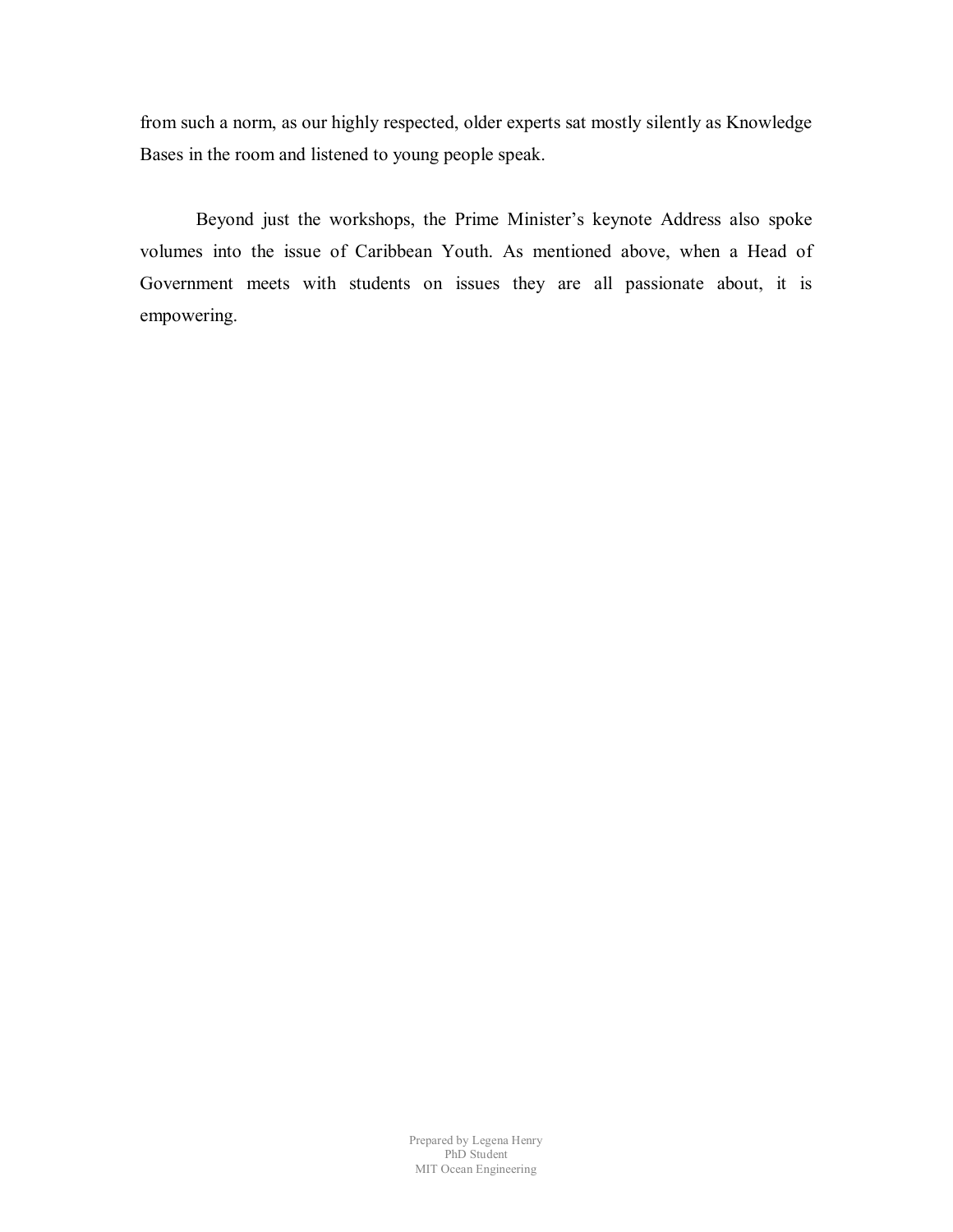from such a norm, as our highly respected, older experts sat mostly silently as Knowledge Bases in the room and listened to young people speak.

Beyond just the workshops, the Prime Minister's keynote Address also spoke volumes into the issue of Caribbean Youth. As mentioned above, when a Head of Government meets with students on issues they are all passionate about, it is empowering.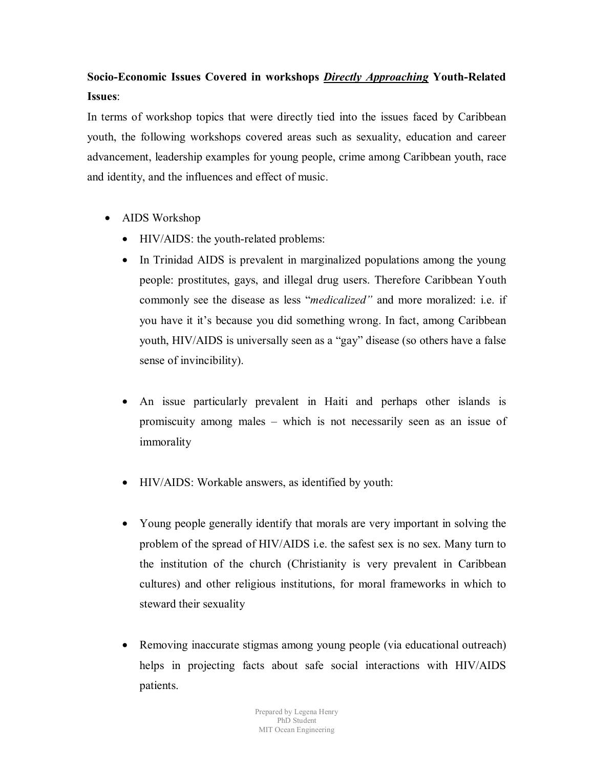**Socio-Economic Issues Covered in workshops *__Directly Approaching__* Youth-Related Issues**:

In terms of workshop topics that were directly tied into the issues faced by Caribbean youth, the following workshops covered areas such as sexuality, education and career advancement, leadership examples for young people, crime among Caribbean youth, race and identity, and the influences and effect of music.

- AIDS Workshop
  - HIV/AIDS: the youth-related problems:
  - In Trinidad AIDS is prevalent in marginalized populations among the young people: prostitutes, gays, and illegal drug users. Therefore Caribbean Youth commonly see the disease as less "*medicalized"* and more moralized: i.e. if you have it it's because you did something wrong. In fact, among Caribbean youth, HIV/AIDS is universally seen as a "gay" disease (so others have a false sense of invincibility).

  - An issue particularly prevalent in Haiti and perhaps other islands is promiscuity among males – which is not necessarily seen as an issue of immorality

  - HIV/AIDS: Workable answers, as identified by youth:

  - Young people generally identify that morals are very important in solving the problem of the spread of HIV/AIDS i.e. the safest sex is no sex. Many turn to the institution of the church (Christianity is very prevalent in Caribbean cultures) and other religious institutions, for moral frameworks in which to steward their sexuality

  - Removing inaccurate stigmas among young people (via educational outreach) helps in projecting facts about safe social interactions with HIV/AIDS patients.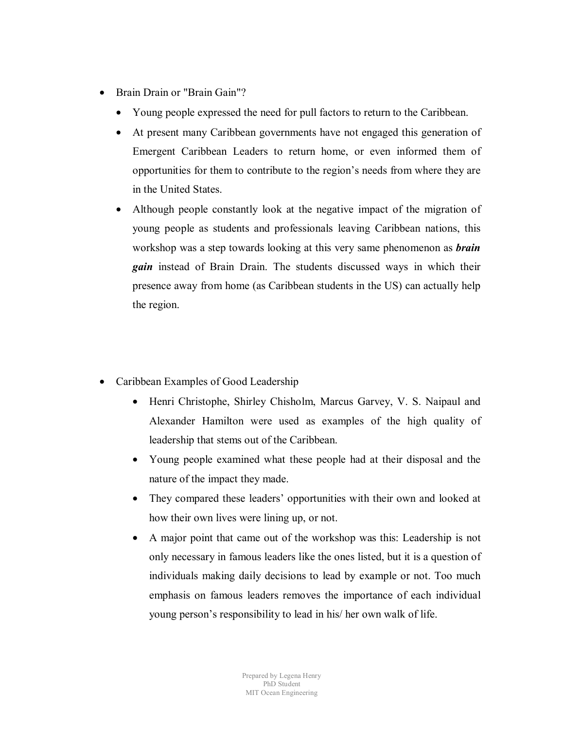- Brain Drain or "Brain Gain"?
  - Young people expressed the need for pull factors to return to the Caribbean.
  - At present many Caribbean governments have not engaged this generation of Emergent Caribbean Leaders to return home, or even informed them of opportunities for them to contribute to the region's needs from where they are in the United States.
  - Although people constantly look at the negative impact of the migration of young people as students and professionals leaving Caribbean nations, this workshop was a step towards looking at this very same phenomenon as ***brain gain*** instead of Brain Drain. The students discussed ways in which their presence away from home (as Caribbean students in the US) can actually help the region.

- Caribbean Examples of Good Leadership
  - Henri Christophe, Shirley Chisholm, Marcus Garvey, V. S. Naipaul and Alexander Hamilton were used as examples of the high quality of leadership that stems out of the Caribbean.
  - Young people examined what these people had at their disposal and the nature of the impact they made.
  - They compared these leaders' opportunities with their own and looked at how their own lives were lining up, or not.
  - A major point that came out of the workshop was this: Leadership is not only necessary in famous leaders like the ones listed, but it is a question of individuals making daily decisions to lead by example or not. Too much emphasis on famous leaders removes the importance of each individual young person's responsibility to lead in his/ her own walk of life.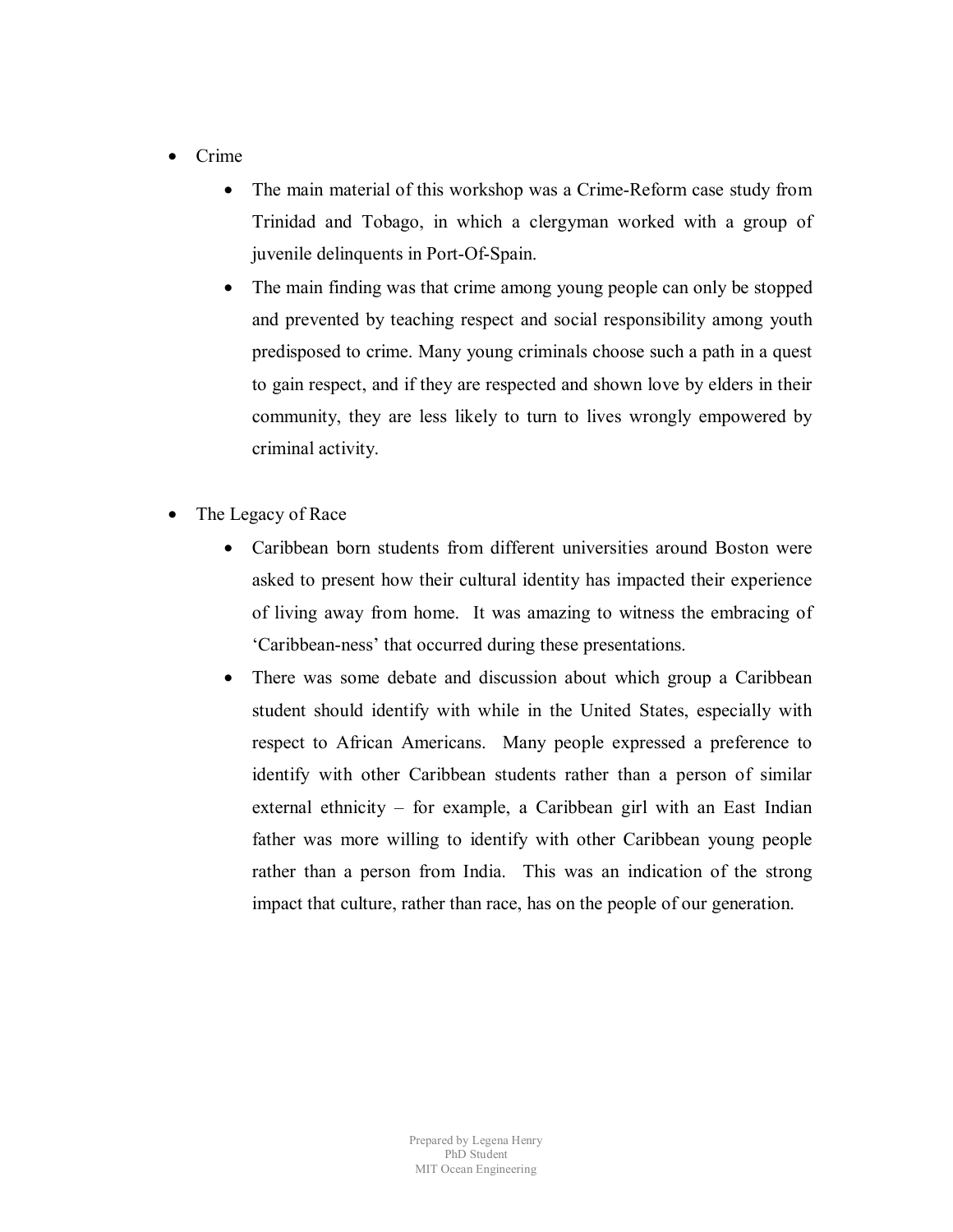- Crime
  - The main material of this workshop was a Crime-Reform case study from Trinidad and Tobago, in which a clergyman worked with a group of juvenile delinquents in Port-Of-Spain.
  - The main finding was that crime among young people can only be stopped and prevented by teaching respect and social responsibility among youth predisposed to crime. Many young criminals choose such a path in a quest to gain respect, and if they are respected and shown love by elders in their community, they are less likely to turn to lives wrongly empowered by criminal activity.

- The Legacy of Race
  - Caribbean born students from different universities around Boston were asked to present how their cultural identity has impacted their experience of living away from home. It was amazing to witness the embracing of 'Caribbean-ness' that occurred during these presentations.
  - There was some debate and discussion about which group a Caribbean student should identify with while in the United States, especially with respect to African Americans. Many people expressed a preference to identify with other Caribbean students rather than a person of similar external ethnicity – for example, a Caribbean girl with an East Indian father was more willing to identify with other Caribbean young people rather than a person from India. This was an indication of the strong impact that culture, rather than race, has on the people of our generation.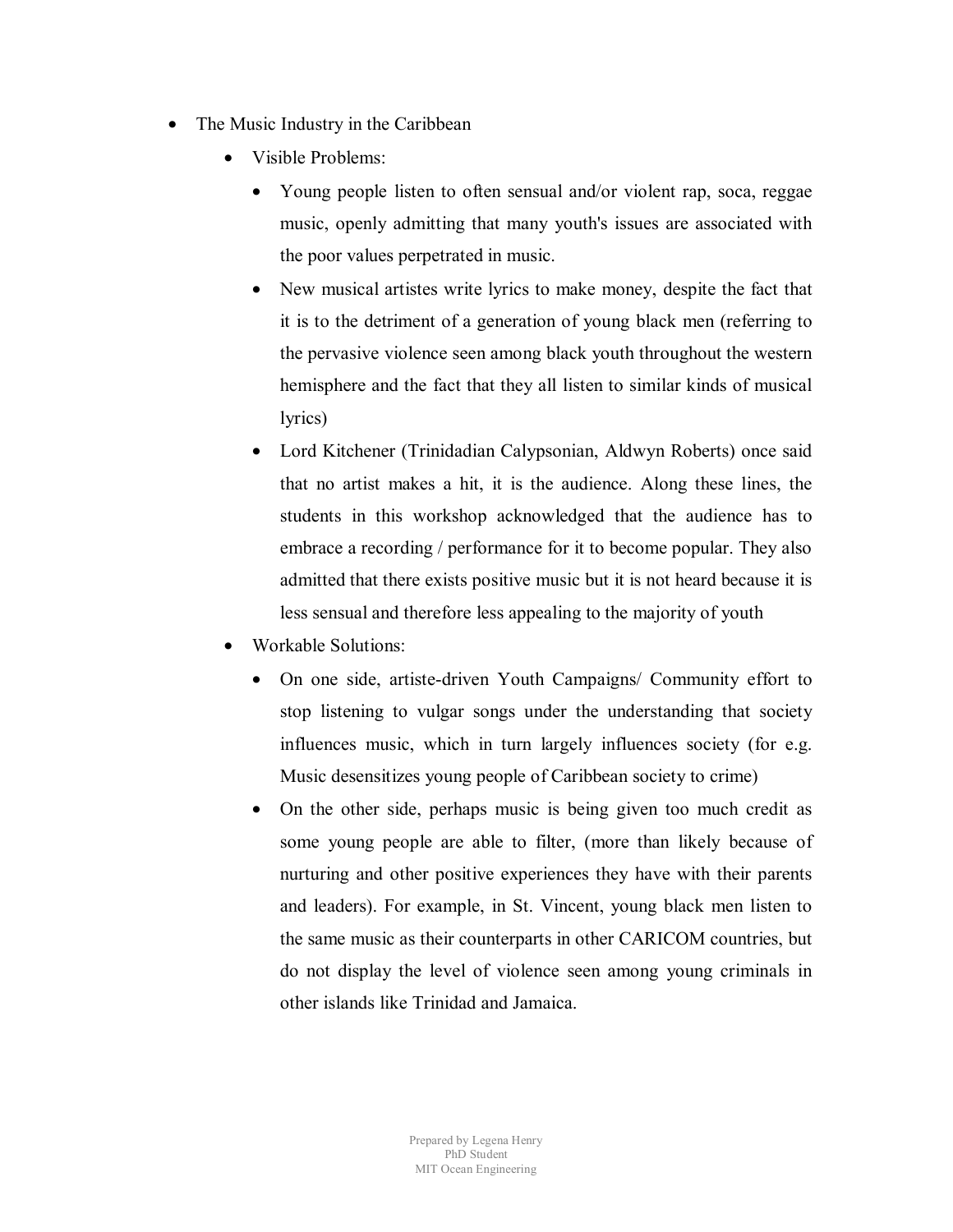- The Music Industry in the Caribbean
  - Visible Problems:
    - Young people listen to often sensual and/or violent rap, soca, reggae music, openly admitting that many youth's issues are associated with the poor values perpetrated in music.
    - New musical artistes write lyrics to make money, despite the fact that it is to the detriment of a generation of young black men (referring to the pervasive violence seen among black youth throughout the western hemisphere and the fact that they all listen to similar kinds of musical lyrics)
    - Lord Kitchener (Trinidadian Calypsonian, Aldwyn Roberts) once said that no artist makes a hit, it is the audience. Along these lines, the students in this workshop acknowledged that the audience has to embrace a recording / performance for it to become popular. They also admitted that there exists positive music but it is not heard because it is less sensual and therefore less appealing to the majority of youth
  - Workable Solutions:
    - On one side, artiste-driven Youth Campaigns/ Community effort to stop listening to vulgar songs under the understanding that society influences music, which in turn largely influences society (for e.g. Music desensitizes young people of Caribbean society to crime)
    - On the other side, perhaps music is being given too much credit as some young people are able to filter, (more than likely because of nurturing and other positive experiences they have with their parents and leaders). For example, in St. Vincent, young black men listen to the same music as their counterparts in other CARICOM countries, but do not display the level of violence seen among young criminals in other islands like Trinidad and Jamaica.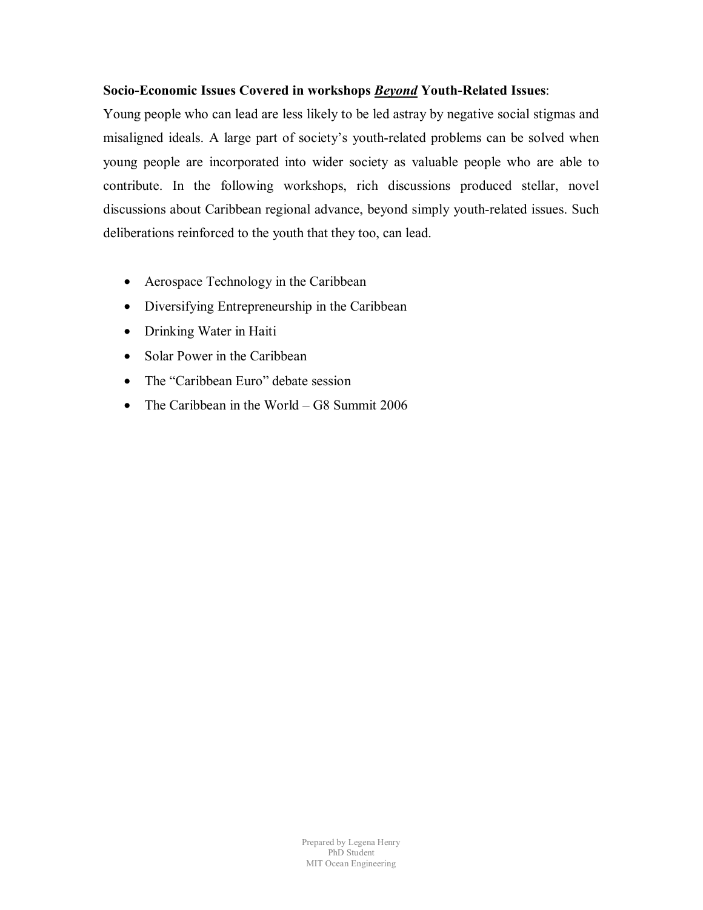**Socio-Economic Issues Covered in workshops *Beyond* Youth-Related Issues**:

Young people who can lead are less likely to be led astray by negative social stigmas and misaligned ideals. A large part of society's youth-related problems can be solved when young people are incorporated into wider society as valuable people who are able to contribute. In the following workshops, rich discussions produced stellar, novel discussions about Caribbean regional advance, beyond simply youth-related issues. Such deliberations reinforced to the youth that they too, can lead.

- Aerospace Technology in the Caribbean
- Diversifying Entrepreneurship in the Caribbean
- Drinking Water in Haiti
- Solar Power in the Caribbean
- The "Caribbean Euro" debate session
- The Caribbean in the World – G8 Summit 2006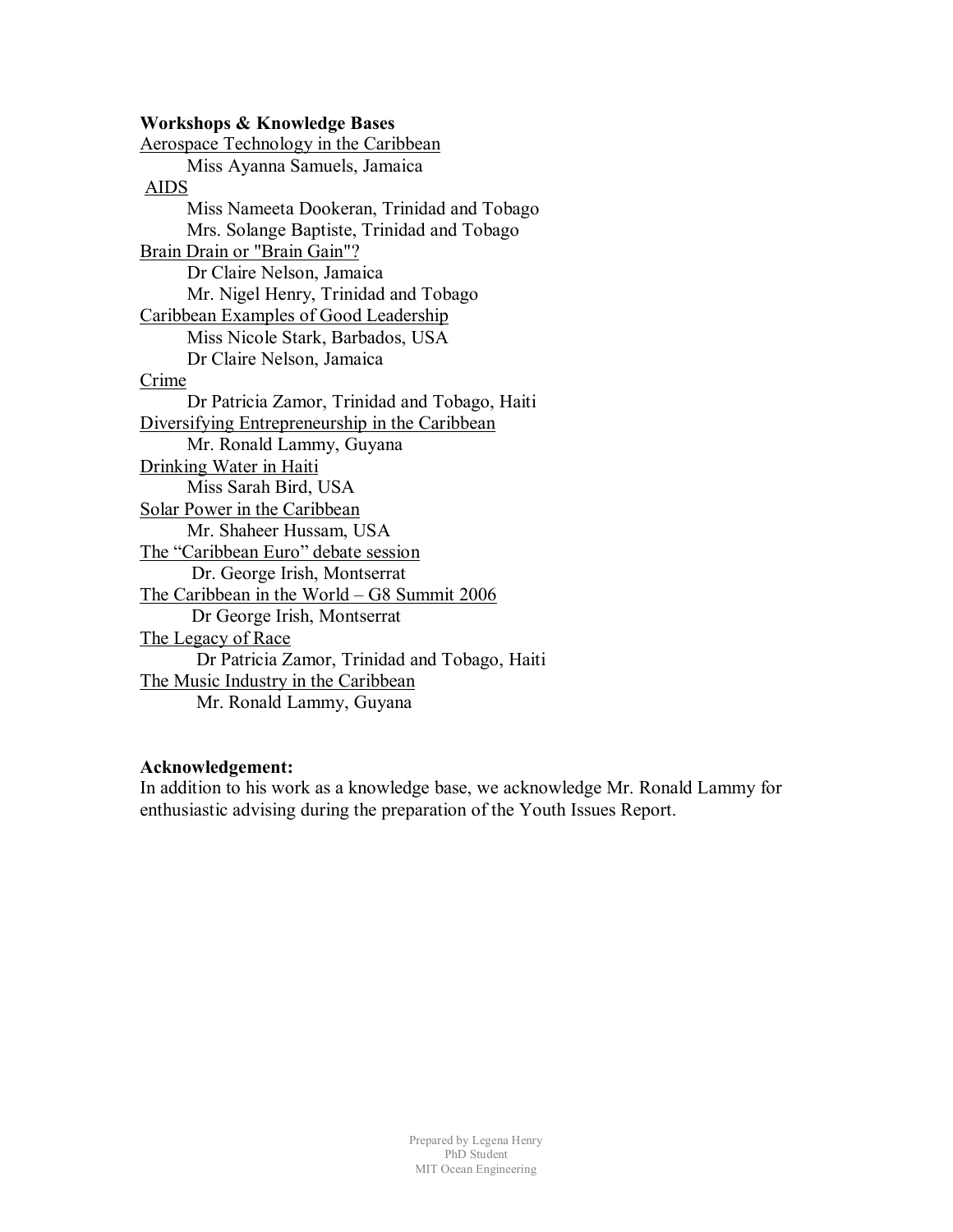**Workshops & Knowledge Bases**

Aerospace Technology in the Caribbean
- Miss Ayanna Samuels, Jamaica

AIDS
- Miss Nameeta Dookeran, Trinidad and Tobago
- Mrs. Solange Baptiste, Trinidad and Tobago

Brain Drain or "Brain Gain"?
- Dr Claire Nelson, Jamaica
- Mr. Nigel Henry, Trinidad and Tobago

Caribbean Examples of Good Leadership
- Miss Nicole Stark, Barbados, USA
- Dr Claire Nelson, Jamaica

Crime
- Dr Patricia Zamor, Trinidad and Tobago, Haiti

Diversifying Entrepreneurship in the Caribbean
- Mr. Ronald Lammy, Guyana

Drinking Water in Haiti
- Miss Sarah Bird, USA

Solar Power in the Caribbean
- Mr. Shaheer Hussam, USA

The "Caribbean Euro" debate session
- Dr. George Irish, Montserrat

The Caribbean in the World – G8 Summit 2006
- Dr George Irish, Montserrat

The Legacy of Race
- Dr Patricia Zamor, Trinidad and Tobago, Haiti

The Music Industry in the Caribbean
- Mr. Ronald Lammy, Guyana

**Acknowledgement:**

In addition to his work as a knowledge base, we acknowledge Mr. Ronald Lammy for enthusiastic advising during the preparation of the Youth Issues Report.

Prepared by Legena Henry
PhD Student
MIT Ocean Engineering